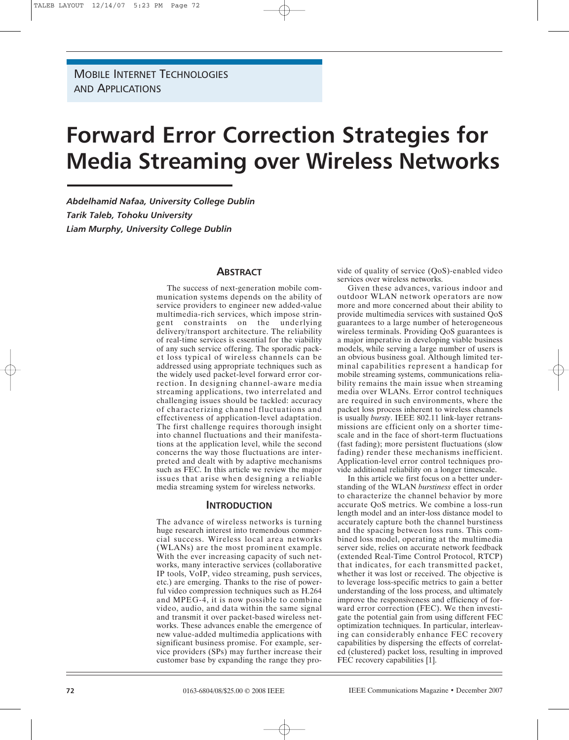MOBILE INTERNET TECHNOLOGIES AND APPLICATIONS

# Forward Error Correction Strategies for Media Streaming over Wireless Networks

***Abdelhamid Nafaa, University College Dublin***
***Tarik Taleb, Tohoku University***
***Liam Murphy, University College Dublin***

## ABSTRACT

The success of next-generation mobile communication systems depends on the ability of service providers to engineer new added-value multimedia-rich services, which impose stringent constraints on the underlying delivery/transport architecture. The reliability of real-time services is essential for the viability of any such service offering. The sporadic packet loss typical of wireless channels can be addressed using appropriate techniques such as the widely used packet-level forward error correction. In designing channel-aware media streaming applications, two interrelated and challenging issues should be tackled: accuracy of characterizing channel fluctuations and effectiveness of application-level adaptation. The first challenge requires thorough insight into channel fluctuations and their manifestations at the application level, while the second concerns the way those fluctuations are interpreted and dealt with by adaptive mechanisms such as FEC. In this article we review the major issues that arise when designing a reliable media streaming system for wireless networks.

## INTRODUCTION

The advance of wireless networks is turning huge research interest into tremendous commercial success. Wireless local area networks (WLANs) are the most prominent example. With the ever increasing capacity of such networks, many interactive services (collaborative IP tools, VoIP, video streaming, push services, etc.) are emerging. Thanks to the rise of powerful video compression techniques such as H.264 and MPEG-4, it is now possible to combine video, audio, and data within the same signal and transmit it over packet-based wireless networks. These advances enable the emergence of new value-added multimedia applications with significant business promise. For example, service providers (SPs) may further increase their customer base by expanding the range they provide of quality of service (QoS)-enabled video services over wireless networks.

Given these advances, various indoor and outdoor WLAN network operators are now more and more concerned about their ability to provide multimedia services with sustained QoS guarantees to a large number of heterogeneous wireless terminals. Providing QoS guarantees is a major imperative in developing viable business models, while serving a large number of users is an obvious business goal. Although limited terminal capabilities represent a handicap for mobile streaming systems, communications reliability remains the main issue when streaming media over WLANs. Error control techniques are required in such environments, where the packet loss process inherent to wireless channels is usually *bursty*. IEEE 802.11 link-layer retransmissions are efficient only on a shorter timescale and in the face of short-term fluctuations (fast fading); more persistent fluctuations (slow fading) render these mechanisms inefficient. Application-level error control techniques provide additional reliability on a longer timescale.

In this article we first focus on a better understanding of the WLAN *burstiness* effect in order to characterize the channel behavior by more accurate QoS metrics. We combine a loss-run length model and an inter-loss distance model to accurately capture both the channel burstiness and the spacing between loss runs. This combined loss model, operating at the multimedia server side, relies on accurate network feedback (extended Real-Time Control Protocol, RTCP) that indicates, for each transmitted packet, whether it was lost or received. The objective is to leverage loss-specific metrics to gain a better understanding of the loss process, and ultimately improve the responsiveness and efficiency of forward error correction (FEC). We then investigate the potential gain from using different FEC optimization techniques. In particular, interleaving can considerably enhance FEC recovery capabilities by dispersing the effects of correlated (clustered) packet loss, resulting in improved FEC recovery capabilities [1].

0163-6804/08/$25.00 © 2008 IEEE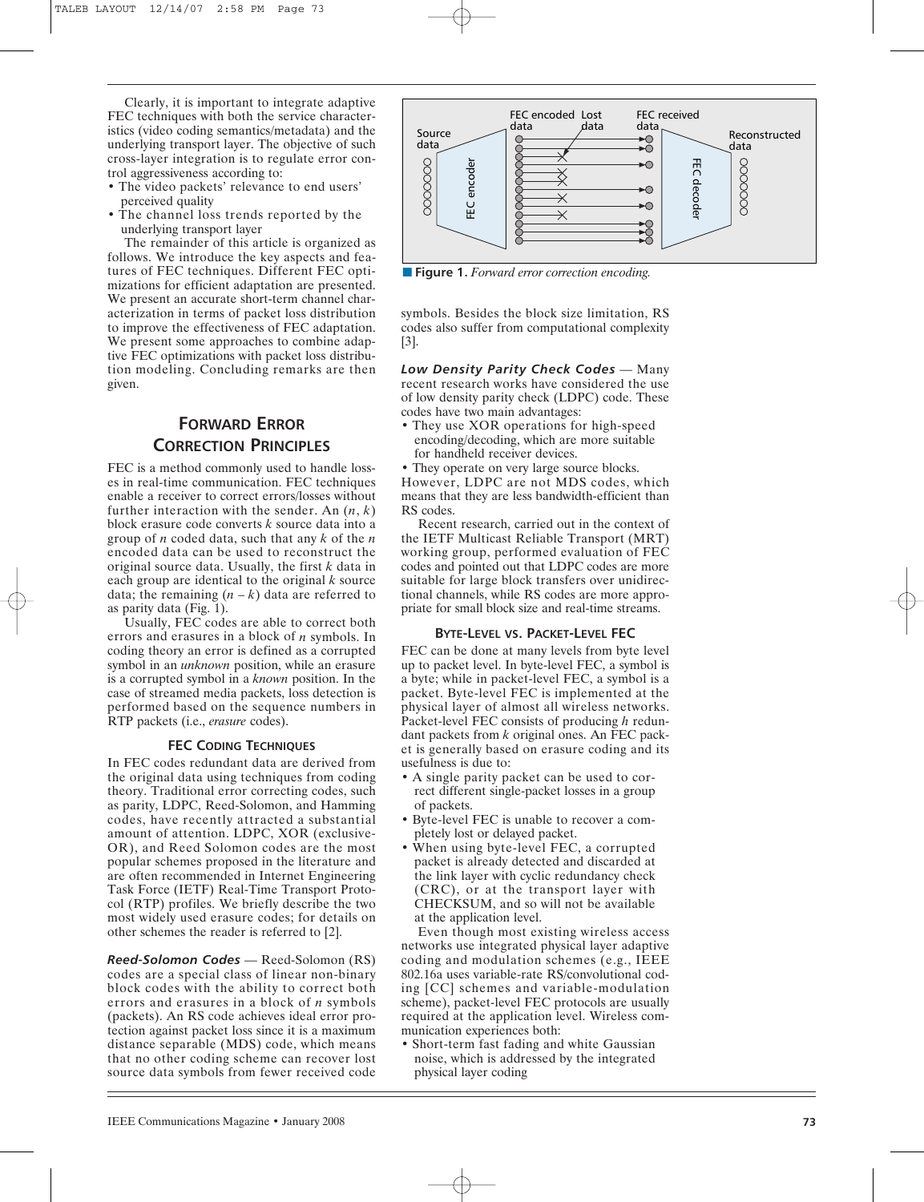Clearly, it is important to integrate adaptive FEC techniques with both the service characteristics (video coding semantics/metadata) and the underlying transport layer. The objective of such cross-layer integration is to regulate error control aggressiveness according to:

- The video packets' relevance to end users' perceived quality
- The channel loss trends reported by the underlying transport layer

The remainder of this article is organized as follows. We introduce the key aspects and features of FEC techniques. Different FEC optimizations for efficient adaptation are presented. We present an accurate short-term channel characterization in terms of packet loss distribution to improve the effectiveness of FEC adaptation. We present some approaches to combine adaptive FEC optimizations with packet loss distribution modeling. Concluding remarks are then given.

## FORWARD ERROR CORRECTION PRINCIPLES

FEC is a method commonly used to handle losses in real-time communication. FEC techniques enable a receiver to correct errors/losses without further interaction with the sender. An $(n, k)$ block erasure code converts $k$ source data into a group of $n$ coded data, such that any $k$ of the $n$ encoded data can be used to reconstruct the original source data. Usually, the first $k$ data in each group are identical to the original $k$ source data; the remaining $(n - k)$ data are referred to as parity data (Fig. 1).

Usually, FEC codes are able to correct both errors and erasures in a block of $n$ symbols. In coding theory an error is defined as a corrupted symbol in an *unknown* position, while an erasure is a corrupted symbol in a *known* position. In the case of streamed media packets, loss detection is performed based on the sequence numbers in RTP packets (i.e., *erasure* codes).

### FEC CODING TECHNIQUES

In FEC codes redundant data are derived from the original data using techniques from coding theory. Traditional error correcting codes, such as parity, LDPC, Reed-Solomon, and Hamming codes, have recently attracted a substantial amount of attention. LDPC, XOR (exclusive-OR), and Reed Solomon codes are the most popular schemes proposed in the literature and are often recommended in Internet Engineering Task Force (IETF) Real-Time Transport Protocol (RTP) profiles. We briefly describe the two most widely used erasure codes; for details on other schemes the reader is referred to [2].

***Reed-Solomon Codes*** — Reed-Solomon (RS) codes are a special class of linear non-binary block codes with the ability to correct both errors and erasures in a block of $n$ symbols (packets). An RS code achieves ideal error protection against packet loss since it is a maximum distance separable (MDS) code, which means that no other coding scheme can recover lost source data symbols from fewer received code symbols. Besides the block size limitation, RS codes also suffer from computational complexity [3].

Figure 1. *Forward error correction encoding.*

***Low Density Parity Check Codes*** — Many recent research works have considered the use of low density parity check (LDPC) code. These codes have two main advantages:

- They use XOR operations for high-speed encoding/decoding, which are more suitable for handheld receiver devices.
- They operate on very large source blocks.

However, LDPC are not MDS codes, which means that they are less bandwidth-efficient than RS codes.

Recent research, carried out in the context of the IETF Multicast Reliable Transport (MRT) working group, performed evaluation of FEC codes and pointed out that LDPC codes are more suitable for large block transfers over unidirectional channels, while RS codes are more appropriate for small block size and real-time streams.

### BYTE-LEVEL VS. PACKET-LEVEL FEC

FEC can be done at many levels from byte level up to packet level. In byte-level FEC, a symbol is a byte; while in packet-level FEC, a symbol is a packet. Byte-level FEC is implemented at the physical layer of almost all wireless networks. Packet-level FEC consists of producing $h$ redundant packets from $k$ original ones. An FEC packet is generally based on erasure coding and its usefulness is due to:

- A single parity packet can be used to correct different single-packet losses in a group of packets.
- Byte-level FEC is unable to recover a completely lost or delayed packet.
- When using byte-level FEC, a corrupted packet is already detected and discarded at the link layer with cyclic redundancy check (CRC), or at the transport layer with CHECKSUM, and so will not be available at the application level.

Even though most existing wireless access networks use integrated physical layer adaptive coding and modulation schemes (e.g., IEEE 802.16a uses variable-rate RS/convolutional coding [CC] schemes and variable-modulation scheme), packet-level FEC protocols are usually required at the application level. Wireless communication experiences both:

- Short-term fast fading and white Gaussian noise, which is addressed by the integrated physical layer coding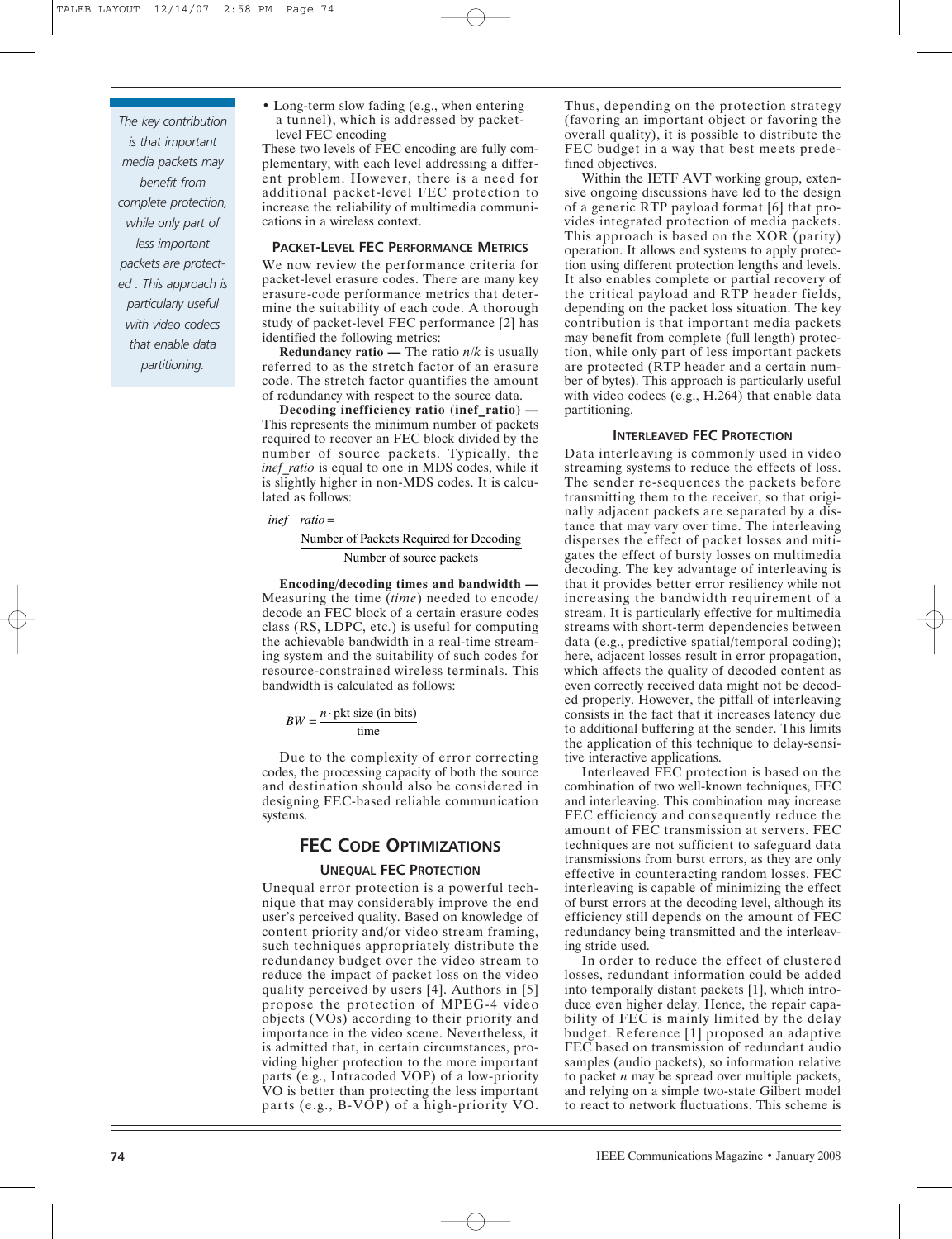> *The key contribution is that important media packets may benefit from complete protection, while only part of less important packets are protected . This approach is particularly useful with video codecs that enable data partitioning.*

- Long-term slow fading (e.g., when entering a tunnel), which is addressed by packet-level FEC encoding

These two levels of FEC encoding are fully complementary, with each level addressing a different problem. However, there is a need for additional packet-level FEC protection to increase the reliability of multimedia communications in a wireless context.

### Packet-Level FEC Performance Metrics

We now review the performance criteria for packet-level erasure codes. There are many key erasure-code performance metrics that determine the suitability of each code. A thorough study of packet-level FEC performance [2] has identified the following metrics:

**Redundancy ratio —** The ratio $n/k$ is usually referred to as the stretch factor of an erasure code. The stretch factor quantifies the amount of redundancy with respect to the source data.

**Decoding inefficiency ratio (inef_ratio) —** This represents the minimum number of packets required to recover an FEC block divided by the number of source packets. Typically, the *inef_ratio* is equal to one in MDS codes, while it is slightly higher in non-MDS codes. It is calculated as follows:

$$inef\_ratio = \frac{\text{Number of Packets Required for Decoding}}{\text{Number of source packets}}$$

**Encoding/decoding times and bandwidth —** Measuring the time (*time*) needed to encode/decode an FEC block of a certain erasure codes class (RS, LDPC, etc.) is useful for computing the achievable bandwidth in a real-time streaming system and the suitability of such codes for resource-constrained wireless terminals. This bandwidth is calculated as follows:

$$BW = \frac{n \cdot \text{pkt size (in bits)}}{\text{time}}$$

Due to the complexity of error correcting codes, the processing capacity of both the source and destination should also be considered in designing FEC-based reliable communication systems.

## FEC Code Optimizations

### Unequal FEC Protection

Unequal error protection is a powerful technique that may considerably improve the end user's perceived quality. Based on knowledge of content priority and/or video stream framing, such techniques appropriately distribute the redundancy budget over the video stream to reduce the impact of packet loss on the video quality perceived by users [4]. Authors in [5] propose the protection of MPEG-4 video objects (VOs) according to their priority and importance in the video scene. Nevertheless, it is admitted that, in certain circumstances, providing higher protection to the more important parts (e.g., Intracoded VOP) of a low-priority VO is better than protecting the less important parts (e.g., B-VOP) of a high-priority VO. Thus, depending on the protection strategy (favoring an important object or favoring the overall quality), it is possible to distribute the FEC budget in a way that best meets predefined objectives.

Within the IETF AVT working group, extensive ongoing discussions have led to the design of a generic RTP payload format [6] that provides integrated protection of media packets. This approach is based on the XOR (parity) operation. It allows end systems to apply protection using different protection lengths and levels. It also enables complete or partial recovery of the critical payload and RTP header fields, depending on the packet loss situation. The key contribution is that important media packets may benefit from complete (full length) protection, while only part of less important packets are protected (RTP header and a certain number of bytes). This approach is particularly useful with video codecs (e.g., H.264) that enable data partitioning.

### Interleaved FEC Protection

Data interleaving is commonly used in video streaming systems to reduce the effects of loss. The sender re-sequences the packets before transmitting them to the receiver, so that originally adjacent packets are separated by a distance that may vary over time. The interleaving disperses the effect of packet losses and mitigates the effect of bursty losses on multimedia decoding. The key advantage of interleaving is that it provides better error resiliency while not increasing the bandwidth requirement of a stream. It is particularly effective for multimedia streams with short-term dependencies between data (e.g., predictive spatial/temporal coding); here, adjacent losses result in error propagation, which affects the quality of decoded content as even correctly received data might not be decoded properly. However, the pitfall of interleaving consists in the fact that it increases latency due to additional buffering at the sender. This limits the application of this technique to delay-sensitive interactive applications.

Interleaved FEC protection is based on the combination of two well-known techniques, FEC and interleaving. This combination may increase FEC efficiency and consequently reduce the amount of FEC transmission at servers. FEC techniques are not sufficient to safeguard data transmissions from burst errors, as they are only effective in counteracting random losses. FEC interleaving is capable of minimizing the effect of burst errors at the decoding level, although its efficiency still depends on the amount of FEC redundancy being transmitted and the interleaving stride used.

In order to reduce the effect of clustered losses, redundant information could be added into temporally distant packets [1], which introduce even higher delay. Hence, the repair capability of FEC is mainly limited by the delay budget. Reference [1] proposed an adaptive FEC based on transmission of redundant audio samples (audio packets), so information relative to packet $n$ may be spread over multiple packets, and relying on a simple two-state Gilbert model to react to network fluctuations. This scheme is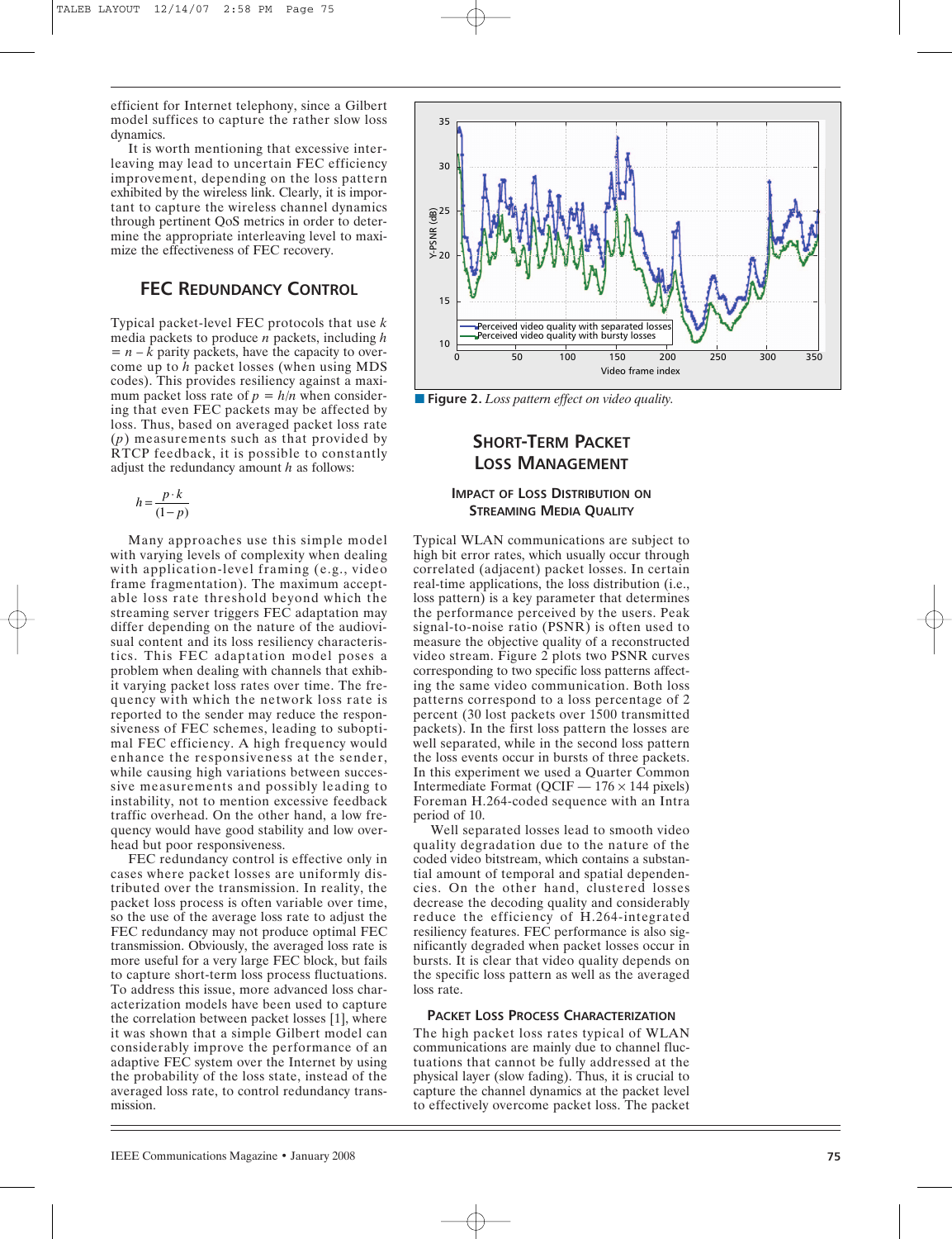efficient for Internet telephony, since a Gilbert model suffices to capture the rather slow loss dynamics.

It is worth mentioning that excessive interleaving may lead to uncertain FEC efficiency improvement, depending on the loss pattern exhibited by the wireless link. Clearly, it is important to capture the wireless channel dynamics through pertinent QoS metrics in order to determine the appropriate interleaving level to maximize the effectiveness of FEC recovery.

## FEC Redundancy Control

Typical packet-level FEC protocols that use $k$ media packets to produce $n$ packets, including $h = n - k$ parity packets, have the capacity to overcome up to $h$ packet losses (when using MDS codes). This provides resiliency against a maximum packet loss rate of $p = h/n$ when considering that even FEC packets may be affected by loss. Thus, based on averaged packet loss rate ($p$) measurements such as that provided by RTCP feedback, it is possible to constantly adjust the redundancy amount $h$ as follows:

$$h = \frac{p \cdot k}{(1-p)}$$

Many approaches use this simple model with varying levels of complexity when dealing with application-level framing (e.g., video frame fragmentation). The maximum acceptable loss rate threshold beyond which the streaming server triggers FEC adaptation may differ depending on the nature of the audiovisual content and its loss resiliency characteristics. This FEC adaptation model poses a problem when dealing with channels that exhibit varying packet loss rates over time. The frequency with which the network loss rate is reported to the sender may reduce the responsiveness of FEC schemes, leading to suboptimal FEC efficiency. A high frequency would enhance the responsiveness at the sender, while causing high variations between successive measurements and possibly leading to instability, not to mention excessive feedback traffic overhead. On the other hand, a low frequency would have good stability and low overhead but poor responsiveness.

FEC redundancy control is effective only in cases where packet losses are uniformly distributed over the transmission. In reality, the packet loss process is often variable over time, so the use of the average loss rate to adjust the FEC redundancy may not produce optimal FEC transmission. Obviously, the averaged loss rate is more useful for a very large FEC block, but fails to capture short-term loss process fluctuations. To address this issue, more advanced loss characterization models have been used to capture the correlation between packet losses [1], where it was shown that a simple Gilbert model can considerably improve the performance of an adaptive FEC system over the Internet by using the probability of the loss state, instead of the averaged loss rate, to control redundancy transmission.

35
30
25
20
15
10
Y-PSNR (dB)
0
50
100
150
200
250
300
350
Video frame index
Perceived video quality with separated losses
Perceived video quality with bursty losses

**Figure 2.** *Loss pattern effect on video quality.*

## Short-Term Packet Loss Management

### Impact of Loss Distribution on Streaming Media Quality

Typical WLAN communications are subject to high bit error rates, which usually occur through correlated (adjacent) packet losses. In certain real-time applications, the loss distribution (i.e., loss pattern) is a key parameter that determines the performance perceived by the users. Peak signal-to-noise ratio (PSNR) is often used to measure the objective quality of a reconstructed video stream. Figure 2 plots two PSNR curves corresponding to two specific loss patterns affecting the same video communication. Both loss patterns correspond to a loss percentage of 2 percent (30 lost packets over 1500 transmitted packets). In the first loss pattern the losses are well separated, while in the second loss pattern the loss events occur in bursts of three packets. In this experiment we used a Quarter Common Intermediate Format (QCIF — 176 × 144 pixels) Foreman H.264-coded sequence with an Intra period of 10.

Well separated losses lead to smooth video quality degradation due to the nature of the coded video bitstream, which contains a substantial amount of temporal and spatial dependencies. On the other hand, clustered losses decrease the decoding quality and considerably reduce the efficiency of H.264-integrated resiliency features. FEC performance is also significantly degraded when packet losses occur in bursts. It is clear that video quality depends on the specific loss pattern as well as the averaged loss rate.

### Packet Loss Process Characterization

The high packet loss rates typical of WLAN communications are mainly due to channel fluctuations that cannot be fully addressed at the physical layer (slow fading). Thus, it is crucial to capture the channel dynamics at the packet level to effectively overcome packet loss. The packet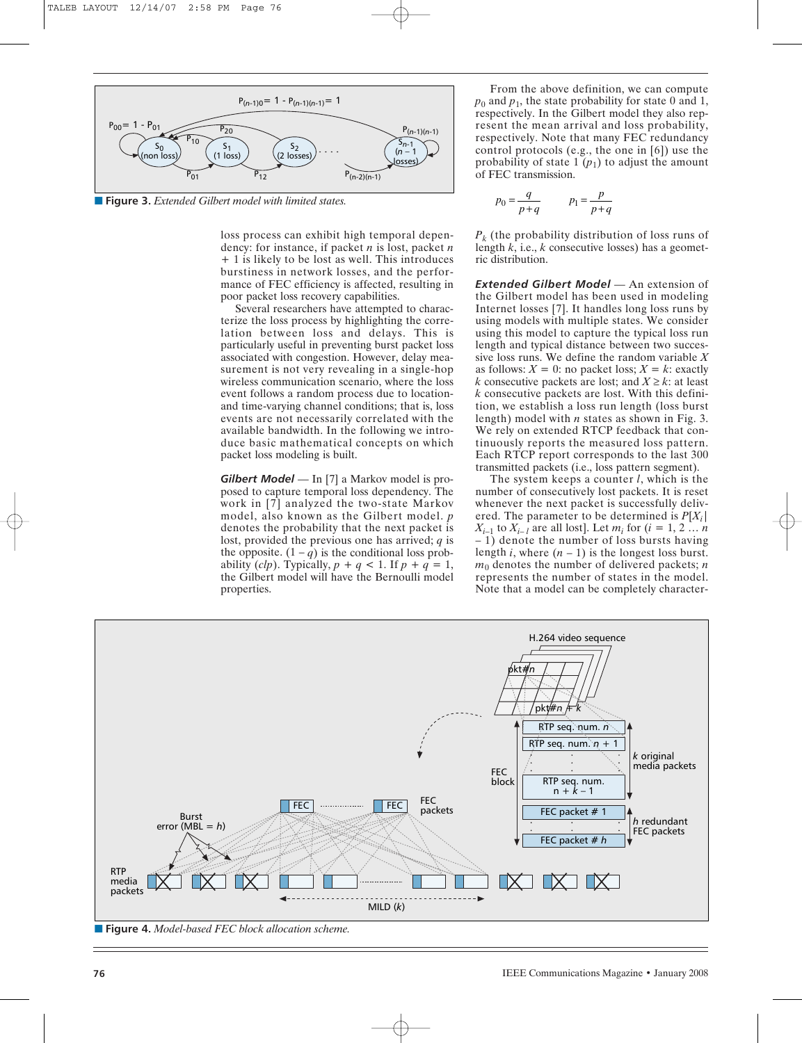**Figure 3.** *Extended Gilbert model with limited states.*

loss process can exhibit high temporal dependency: for instance, if packet $n$ is lost, packet $n + 1$ is likely to be lost as well. This introduces burstiness in network losses, and the performance of FEC efficiency is affected, resulting in poor packet loss recovery capabilities.

Several researchers have attempted to characterize the loss process by highlighting the correlation between loss and delays. This is particularly useful in preventing burst packet loss associated with congestion. However, delay measurement is not very revealing in a single-hop wireless communication scenario, where the loss event follows a random process due to location- and time-varying channel conditions; that is, loss events are not necessarily correlated with the available bandwidth. In the following we introduce basic mathematical concepts on which packet loss modeling is built.

***Gilbert Model*** — In [7] a Markov model is proposed to capture temporal loss dependency. The work in [7] analyzed the two-state Markov model, also known as the Gilbert model. $p$ denotes the probability that the next packet is lost, provided the previous one has arrived; $q$ is the opposite. $(1 - q)$ is the conditional loss probability ($clp$). Typically, $p + q < 1$. If $p + q = 1$, the Gilbert model will have the Bernoulli model properties.

From the above definition, we can compute $p_0$ and $p_1$, the state probability for state 0 and 1, respectively. In the Gilbert model they also represent the mean arrival and loss probability, respectively. Note that many FEC redundancy control protocols (e.g., the one in [6]) use the probability of state 1 ($p_1$) to adjust the amount of FEC transmission.

$$p_0 = \frac{q}{p+q} \qquad p_1 = \frac{p}{p+q}$$

$P_k$ (the probability distribution of loss runs of length $k$, i.e., $k$ consecutive losses) has a geometric distribution.

***Extended Gilbert Model*** — An extension of the Gilbert model has been used in modeling Internet losses [7]. It handles long loss runs by using models with multiple states. We consider using this model to capture the typical loss run length and typical distance between two successive loss runs. We define the random variable $X$ as follows: $X = 0$: no packet loss; $X = k$: exactly $k$ consecutive packets are lost; and $X \geq k$: at least $k$ consecutive packets are lost. With this definition, we establish a loss run length (loss burst length) model with $n$ states as shown in Fig. 3. We rely on extended RTCP feedback that continuously reports the measured loss pattern. Each RTCP report corresponds to the last 300 transmitted packets (i.e., loss pattern segment).

The system keeps a counter $l$, which is the number of consecutively lost packets. It is reset whenever the next packet is successfully delivered. The parameter to be determined is $P[X_i | X_{i-1}$ to $X_{i-l}$ are all lost]. Let $m_i$ for ($i = 1, 2 \ldots n - 1$) denote the number of loss bursts having length $i$, where $(n - 1)$ is the longest loss burst. $m_0$ denotes the number of delivered packets; $n$ represents the number of states in the model. Note that a model can be completely character-

**Figure 4.** *Model-based FEC block allocation scheme.*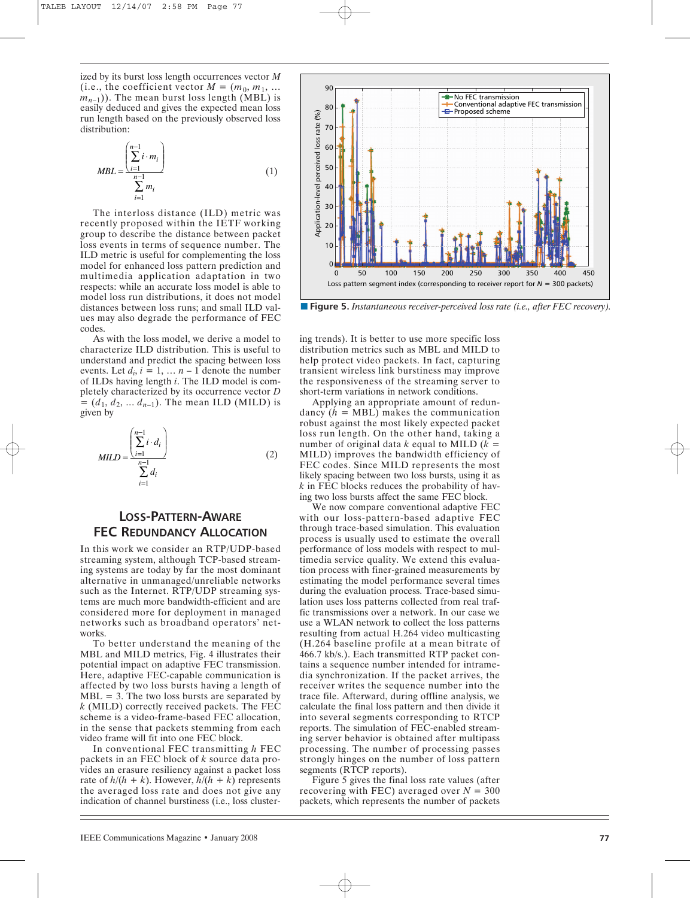ized by its burst loss length occurrences vector $M$ (i.e., the coefficient vector $M = (m_0, m_1, \ldots m_{n-1})$). The mean burst loss length (MBL) is easily deduced and gives the expected mean loss run length based on the previously observed loss distribution:

$$MBL = \frac{\left(\sum_{i=1}^{n-1} i \cdot m_i\right)}{\sum_{i=1}^{n-1} m_i} \qquad (1)$$

The interloss distance (ILD) metric was recently proposed within the IETF working group to describe the distance between packet loss events in terms of sequence number. The ILD metric is useful for complementing the loss model for enhanced loss pattern prediction and multimedia application adaptation in two respects: while an accurate loss model is able to model loss run distributions, it does not model distances between loss runs; and small ILD values may also degrade the performance of FEC codes.

As with the loss model, we derive a model to characterize ILD distribution. This is useful to understand and predict the spacing between loss events. Let $d_i$, $i = 1, \ldots n-1$ denote the number of ILDs having length $i$. The ILD model is completely characterized by its occurrence vector $D = (d_1, d_2, \ldots d_{n-1})$. The mean ILD (MILD) is given by

$$MILD = \frac{\left(\sum_{i=1}^{n-1} i \cdot d_i\right)}{\sum_{i=1}^{n-1} d_i} \qquad (2)$$

## Loss-Pattern-Aware FEC Redundancy Allocation

In this work we consider an RTP/UDP-based streaming system, although TCP-based streaming systems are today by far the most dominant alternative in unmanaged/unreliable networks such as the Internet. RTP/UDP streaming systems are much more bandwidth-efficient and are considered more for deployment in managed networks such as broadband operators' networks.

To better understand the meaning of the MBL and MILD metrics, Fig. 4 illustrates their potential impact on adaptive FEC transmission. Here, adaptive FEC-capable communication is affected by two loss bursts having a length of MBL = 3. The two loss bursts are separated by $k$ (MILD) correctly received packets. The FEC scheme is a video-frame-based FEC allocation, in the sense that packets stemming from each video frame will fit into one FEC block.

In conventional FEC transmitting $h$ FEC packets in an FEC block of $k$ source data provides an erasure resiliency against a packet loss rate of $h/(h + k)$. However, $h/(h + k)$ represents the averaged loss rate and does not give any indication of channel burstiness (i.e., loss clustering trends). It is better to use more specific loss distribution metrics such as MBL and MILD to help protect video packets. In fact, capturing transient wireless link burstiness may improve the responsiveness of the streaming server to short-term variations in network conditions.

Applying an appropriate amount of redundancy ($h$ = MBL) makes the communication robust against the most likely expected packet loss run length. On the other hand, taking a number of original data $k$ equal to MILD ($k$ = MILD) improves the bandwidth efficiency of FEC codes. Since MILD represents the most likely spacing between two loss bursts, using it as $k$ in FEC blocks reduces the probability of having two loss bursts affect the same FEC block.

We now compare conventional adaptive FEC with our loss-pattern-based adaptive FEC through trace-based simulation. This evaluation process is usually used to estimate the overall performance of loss models with respect to multimedia service quality. We extend this evaluation process with finer-grained measurements by estimating the model performance several times during the evaluation process. Trace-based simulation uses loss patterns collected from real traffic transmissions over a network. In our case we use a WLAN network to collect the loss patterns resulting from actual H.264 video multicasting (H.264 baseline profile at a mean bitrate of 466.7 kb/s.). Each transmitted RTP packet contains a sequence number intended for intramedia synchronization. If the packet arrives, the receiver writes the sequence number into the trace file. Afterward, during offline analysis, we calculate the final loss pattern and then divide it into several segments corresponding to RTCP reports. The simulation of FEC-enabled streaming server behavior is obtained after multipass processing. The number of processing passes strongly hinges on the number of loss pattern segments (RTCP reports).

Figure 5 gives the final loss rate values (after recovering with FEC) averaged over $N$ = 300 packets, which represents the number of packets

Application-level perceived loss rate (%)
90
80
70
60
50
40
30
20
10
0
0 50 100 150 200 250 300 350 400 450
Loss pattern segment index (corresponding to receiver report for $N$ = 300 packets)
No FEC transmission
Conventional adaptive FEC transmission
Proposed scheme

**Figure 5.** *Instantaneous receiver-perceived loss rate (i.e., after FEC recovery).*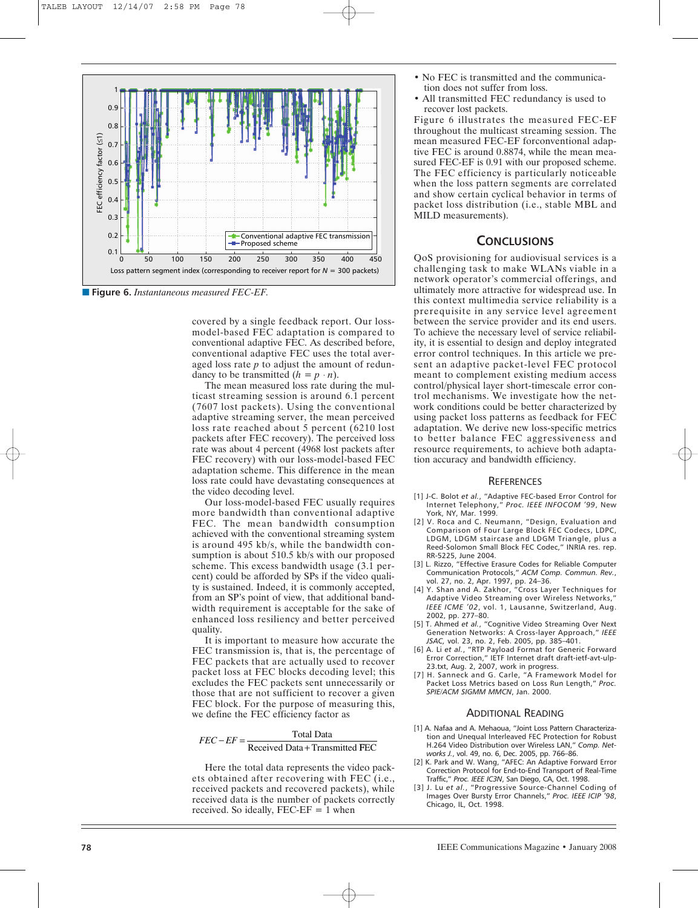**Figure 6.** *Instantaneous measured FEC-EF.*

covered by a single feedback report. Our loss-model-based FEC adaptation is compared to conventional adaptive FEC. As described before, conventional adaptive FEC uses the total averaged loss rate $p$ to adjust the amount of redundancy to be transmitted ($h = p \cdot n$).

The mean measured loss rate during the multicast streaming session is around 6.1 percent (7607 lost packets). Using the conventional adaptive streaming server, the mean perceived loss rate reached about 5 percent (6210 lost packets after FEC recovery). The perceived loss rate was about 4 percent (4968 lost packets after FEC recovery) with our loss-model-based FEC adaptation scheme. This difference in the mean loss rate could have devastating consequences at the video decoding level.

Our loss-model-based FEC usually requires more bandwidth than conventional adaptive FEC. The mean bandwidth consumption achieved with the conventional streaming system is around 495 kb/s, while the bandwidth consumption is about 510.5 kb/s with our proposed scheme. This excess bandwidth usage (3.1 percent) could be afforded by SPs if the video quality is sustained. Indeed, it is commonly accepted, from an SP's point of view, that additional bandwidth requirement is acceptable for the sake of enhanced loss resiliency and better perceived quality.

It is important to measure how accurate the FEC transmission is, that is, the percentage of FEC packets that are actually used to recover packet loss at FEC blocks decoding level; this excludes the FEC packets sent unnecessarily or those that are not sufficient to recover a given FEC block. For the purpose of measuring this, we define the FEC efficiency factor as

$$FEC-EF = \frac{\text{Total Data}}{\text{Received Data} + \text{Transmitted FEC}}$$

Here the total data represents the video packets obtained after recovering with FEC (i.e., received packets and recovered packets), while received data is the number of packets correctly received. So ideally, FEC-EF = 1 when

- No FEC is transmitted and the communication does not suffer from loss.
- All transmitted FEC redundancy is used to recover lost packets.

Figure 6 illustrates the measured FEC-EF throughout the multicast streaming session. The mean measured FEC-EF forconventional adaptive FEC is around 0.8874, while the mean measured FEC-EF is 0.91 with our proposed scheme. The FEC efficiency is particularly noticeable when the loss pattern segments are correlated and show certain cyclical behavior in terms of packet loss distribution (i.e., stable MBL and MILD measurements).

## Conclusions

QoS provisioning for audiovisual services is a challenging task to make WLANs viable in a network operator's commercial offerings, and ultimately more attractive for widespread use. In this context multimedia service reliability is a prerequisite in any service level agreement between the service provider and its end users. To achieve the necessary level of service reliability, it is essential to design and deploy integrated error control techniques. In this article we present an adaptive packet-level FEC protocol meant to complement existing medium access control/physical layer short-timescale error control mechanisms. We investigate how the network conditions could be better characterized by using packet loss patterns as feedback for FEC adaptation. We derive new loss-specific metrics to better balance FEC aggressiveness and resource requirements, to achieve both adaptation accuracy and bandwidth efficiency.

## References

[1] J-C. Bolot *et al.*, "Adaptive FEC-based Error Control for Internet Telephony," *Proc. IEEE INFOCOM '99*, New York, NY, Mar. 1999.

[2] V. Roca and C. Neumann, "Design, Evaluation and Comparison of Four Large Block FEC Codecs, LDPC, LDGM, LDGM staircase and LDGM Triangle, plus a Reed-Solomon Small Block FEC Codec," INRIA res. rep. RR-5225, June 2004.

[3] L. Rizzo, "Effective Erasure Codes for Reliable Computer Communication Protocols," *ACM Comp. Commun. Rev.*, vol. 27, no. 2, Apr. 1997, pp. 24–36.

[4] Y. Shan and A. Zakhor, "Cross Layer Techniques for Adaptive Video Streaming over Wireless Networks," *IEEE ICME '02*, vol. 1, Lausanne, Switzerland, Aug. 2002, pp. 277–80.

[5] T. Ahmed *et al.*, "Cognitive Video Streaming Over Next Generation Networks: A Cross-layer Approach," *IEEE JSAC*, vol. 23, no. 2, Feb. 2005, pp. 385–401.

[6] A. Li *et al.*, "RTP Payload Format for Generic Forward Error Correction," IETF Internet draft draft-ietf-avt-ulp-23.txt, Aug. 2, 2007, work in progress.

[7] H. Sanneck and G. Carle, "A Framework Model for Packet Loss Metrics based on Loss Run Length," *Proc. SPIE/ACM SIGMM MMCN*, Jan. 2000.

## Additional Reading

[1] A. Nafaa and A. Mehaoua, "Joint Loss Pattern Characterization and Unequal Interleaved FEC Protection for Robust H.264 Video Distribution over Wireless LAN," *Comp. Networks J.*, vol. 49, no. 6, Dec. 2005, pp. 766–86.

[2] K. Park and W. Wang, "AFEC: An Adaptive Forward Error Correction Protocol for End-to-End Transport of Real-Time Traffic," *Proc. IEEE IC3N*, San Diego, CA, Oct. 1998.

[3] J. Lu *et al.*, "Progressive Source-Channel Coding of Images Over Bursty Error Channels," *Proc. IEEE ICIP '98*, Chicago, IL, Oct. 1998.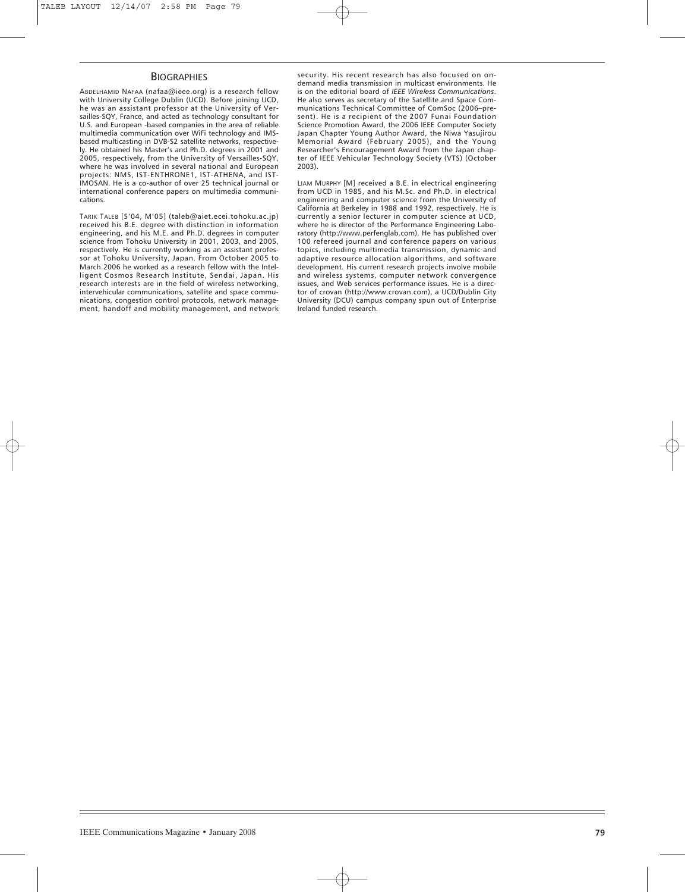## BIOGRAPHIES

ABDELHAMID NAFAA (nafaa@ieee.org) is a research fellow with University College Dublin (UCD). Before joining UCD, he was an assistant professor at the University of Versailles-SQY, France, and acted as technology consultant for U.S. and European -based companies in the area of reliable multimedia communication over WiFi technology and IMS-based multicasting in DVB-S2 satellite networks, respectively. He obtained his Master's and Ph.D. degrees in 2001 and 2005, respectively, from the University of Versailles-SQY, where he was involved in several national and European projects: NMS, IST-ENTHRONE1, IST-ATHENA, and IST-IMOSAN. He is a co-author of over 25 technical journal or international conference papers on multimedia communications.

TARIK TALEB [S'04, M'05] (taleb@aiet.ecei.tohoku.ac.jp) received his B.E. degree with distinction in information engineering, and his M.E. and Ph.D. degrees in computer science from Tohoku University in 2001, 2003, and 2005, respectively. He is currently working as an assistant professor at Tohoku University, Japan. From October 2005 to March 2006 he worked as a research fellow with the Intelligent Cosmos Research Institute, Sendai, Japan. His research interests are in the field of wireless networking, intervehicular communications, satellite and space communications, congestion control protocols, network management, handoff and mobility management, and network security. His recent research has also focused on on-demand media transmission in multicast environments. He is on the editorial board of *IEEE Wireless Communications*. He also serves as secretary of the Satellite and Space Communications Technical Committee of ComSoc (2006–present). He is a recipient of the 2007 Funai Foundation Science Promotion Award, the 2006 IEEE Computer Society Japan Chapter Young Author Award, the Niwa Yasujirou Memorial Award (February 2005), and the Young Researcher's Encouragement Award from the Japan chapter of IEEE Vehicular Technology Society (VTS) (October 2003).

LIAM MURPHY [M] received a B.E. in electrical engineering from UCD in 1985, and his M.Sc. and Ph.D. in electrical engineering and computer science from the University of California at Berkeley in 1988 and 1992, respectively. He is currently a senior lecturer in computer science at UCD, where he is director of the Performance Engineering Laboratory (http://www.perfenglab.com). He has published over 100 refereed journal and conference papers on various topics, including multimedia transmission, dynamic and adaptive resource allocation algorithms, and software development. His current research projects involve mobile and wireless systems, computer network convergence issues, and Web services performance issues. He is a director of crovan (http://www.crovan.com), a UCD/Dublin City University (DCU) campus company spun out of Enterprise Ireland funded research.